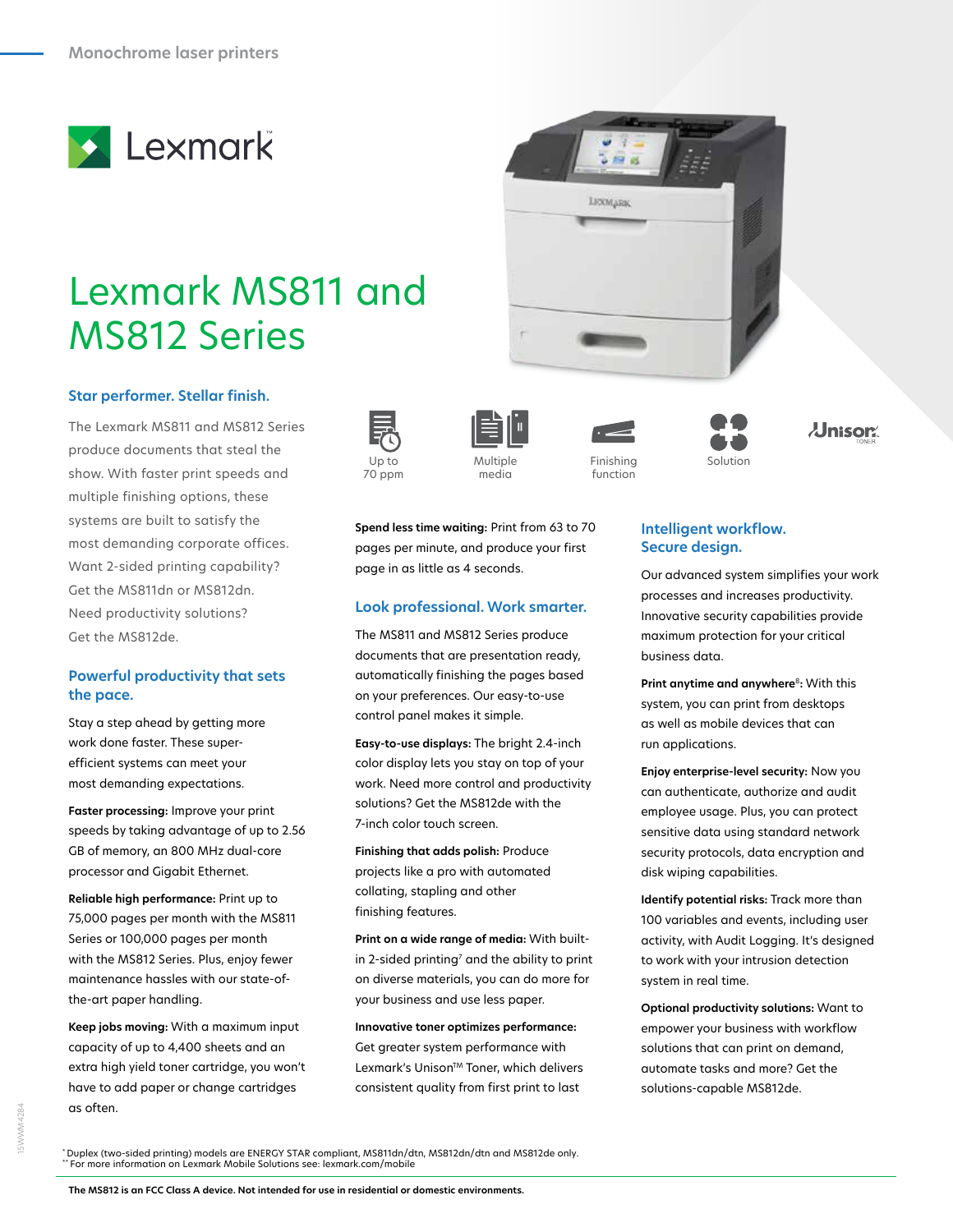Monochrome laser printers

Lexmark

# Lexmark MS811 and MS812 Series

## Star performer. Stellar finish.

The Lexmark MS811 and MS812 Series produce documents that steal the show. With faster print speeds and multiple finishing options, these systems are built to satisfy the most demanding corporate offices. Want 2-sided printing capability? Get the MS811dn or MS812dn. Need productivity solutions? Get the MS812de.

Up to 70 ppm | Multiple media | Finishing function | Solution | Unison TONER

## Powerful productivity that sets the pace.

Stay a step ahead by getting more work done faster. These super-efficient systems can meet your most demanding expectations.

**Faster processing:** Improve your print speeds by taking advantage of up to 2.56 GB of memory, an 800 MHz dual-core processor and Gigabit Ethernet.

**Reliable high performance:** Print up to 75,000 pages per month with the MS811 Series or 100,000 pages per month with the MS812 Series. Plus, enjoy fewer maintenance hassles with our state-of-the-art paper handling.

**Keep jobs moving:** With a maximum input capacity of up to 4,400 sheets and an extra high yield toner cartridge, you won't have to add paper or change cartridges as often.

**Spend less time waiting:** Print from 63 to 70 pages per minute, and produce your first page in as little as 4 seconds.

## Look professional. Work smarter.

The MS811 and MS812 Series produce documents that are presentation ready, automatically finishing the pages based on your preferences. Our easy-to-use control panel makes it simple.

**Easy-to-use displays:** The bright 2.4-inch color display lets you stay on top of your work. Need more control and productivity solutions? Get the MS812de with the 7-inch color touch screen.

**Finishing that adds polish:** Produce projects like a pro with automated collating, stapling and other finishing features.

**Print on a wide range of media:** With built-in 2-sided printing[7] and the ability to print on diverse materials, you can do more for your business and use less paper.

**Innovative toner optimizes performance:** Get greater system performance with Lexmark's Unison™ Toner, which delivers consistent quality from first print to last

## Intelligent workflow. Secure design.

Our advanced system simplifies your work processes and increases productivity. Innovative security capabilities provide maximum protection for your critical business data.

**Print anytime and anywhere[8]:** With this system, you can print from desktops as well as mobile devices that can run applications.

**Enjoy enterprise-level security:** Now you can authenticate, authorize and audit employee usage. Plus, you can protect sensitive data using standard network security protocols, data encryption and disk wiping capabilities.

**Identify potential risks:** Track more than 100 variables and events, including user activity, with Audit Logging. It's designed to work with your intrusion detection system in real time.

**Optional productivity solutions:** Want to empower your business with workflow solutions that can print on demand, automate tasks and more? Get the solutions-capable MS812de.

* Duplex (two-sided printing) models are ENERGY STAR compliant, MS811dn/dtn, MS812dn/dtn and MS812de only.
** For more information on Lexmark Mobile Solutions see: lexmark.com/mobile

**The MS812 is an FCC Class A device. Not intended for use in residential or domestic environments.**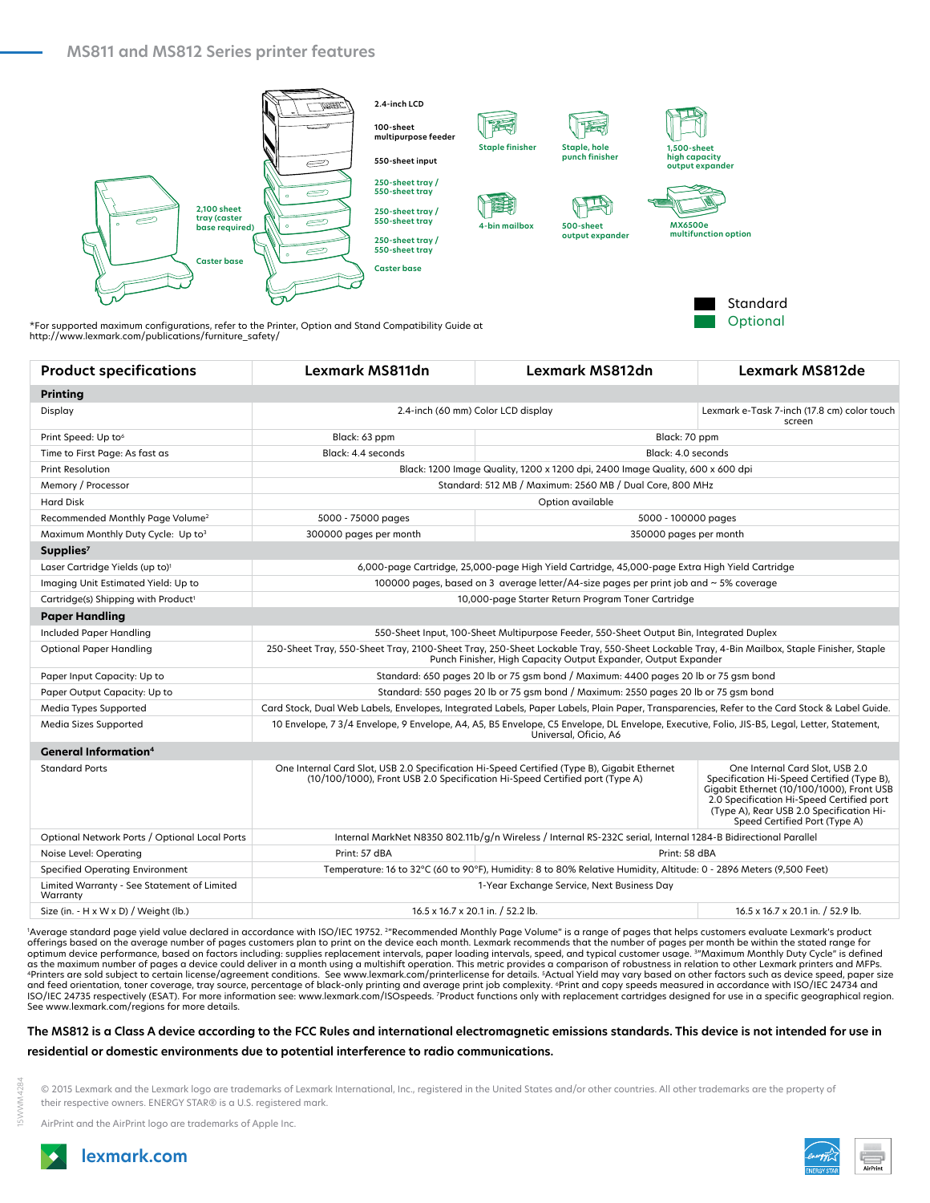## MS811 and MS812 Series printer features

2.4-inch LCD

100-sheet multipurpose feeder

550-sheet input

250-sheet tray / 550-sheet tray

250-sheet tray / 550-sheet tray

250-sheet tray / 550-sheet tray

Caster base

2,100 sheet tray (caster base required)

Caster base

Staple finisher

Staple, hole punch finisher

1,500-sheet high capacity output expander

4-bin mailbox

500-sheet output expander

MX6500e multifunction option

Standard

Optional

*For supported maximum configurations, refer to the Printer, Option and Stand Compatibility Guide at http://www.lexmark.com/publications/furniture_safety/

| Product specifications | Lexmark MS811dn | Lexmark MS812dn | Lexmark MS812de |
|---|---|---|---|
| **Printing** | | | |
| Display | 2.4-inch (60 mm) Color LCD display | 2.4-inch (60 mm) Color LCD display | Lexmark e-Task 7-inch (17.8 cm) color touch screen |
| Print Speed: Up to[6] | Black: 63 ppm | Black: 70 ppm | Black: 70 ppm |
| Time to First Page: As fast as | Black: 4.4 seconds | Black: 4.0 seconds | Black: 4.0 seconds |
| Print Resolution | Black: 1200 Image Quality, 1200 x 1200 dpi, 2400 Image Quality, 600 x 600 dpi | | |
| Memory / Processor | Standard: 512 MB / Maximum: 2560 MB / Dual Core, 800 MHz | | |
| Hard Disk | Option available | | |
| Recommended Monthly Page Volume[2] | 5000 - 75000 pages | 5000 - 100000 pages | 5000 - 100000 pages |
| Maximum Monthly Duty Cycle: Up to[3] | 300000 pages per month | 350000 pages per month | 350000 pages per month |
| **Supplies[7]** | | | |
| Laser Cartridge Yields (up to)[1] | 6,000-page Cartridge, 25,000-page High Yield Cartridge, 45,000-page Extra High Yield Cartridge | | |
| Imaging Unit Estimated Yield: Up to | 100000 pages, based on 3 average letter/A4-size pages per print job and ~ 5% coverage | | |
| Cartridge(s) Shipping with Product[1] | 10,000-page Starter Return Program Toner Cartridge | | |
| **Paper Handling** | | | |
| Included Paper Handling | 550-Sheet Input, 100-Sheet Multipurpose Feeder, 550-Sheet Output Bin, Integrated Duplex | | |
| Optional Paper Handling | 250-Sheet Tray, 550-Sheet Tray, 2100-Sheet Tray, 250-Sheet Lockable Tray, 550-Sheet Lockable Tray, 4-Bin Mailbox, Staple Finisher, Staple Punch Finisher, High Capacity Output Expander, Output Expander | | |
| Paper Input Capacity: Up to | Standard: 650 pages 20 lb or 75 gsm bond / Maximum: 4400 pages 20 lb or 75 gsm bond | | |
| Paper Output Capacity: Up to | Standard: 550 pages 20 lb or 75 gsm bond / Maximum: 2550 pages 20 lb or 75 gsm bond | | |
| Media Types Supported | Card Stock, Dual Web Labels, Envelopes, Integrated Labels, Paper Labels, Plain Paper, Transparencies, Refer to the Card Stock & Label Guide. | | |
| Media Sizes Supported | 10 Envelope, 7 3/4 Envelope, 9 Envelope, A4, A5, B5 Envelope, C5 Envelope, DL Envelope, Executive, Folio, JIS-B5, Legal, Letter, Statement, Universal, Oficio, A6 | | |
| **General Information[4]** | | | |
| Standard Ports | One Internal Card Slot, USB 2.0 Specification Hi-Speed Certified (Type B), Gigabit Ethernet (10/100/1000), Front USB 2.0 Specification Hi-Speed Certified port (Type A) | One Internal Card Slot, USB 2.0 Specification Hi-Speed Certified (Type B), Gigabit Ethernet (10/100/1000), Front USB 2.0 Specification Hi-Speed Certified port (Type A) | One Internal Card Slot, USB 2.0 Specification Hi-Speed Certified (Type B), Gigabit Ethernet (10/100/1000), Front USB 2.0 Specification Hi-Speed Certified port (Type A), Rear USB 2.0 Specification Hi-Speed Certified Port (Type A) |
| Optional Network Ports / Optional Local Ports | Internal MarkNet N8350 802.11b/g/n Wireless / Internal RS-232C serial, Internal 1284-B Bidirectional Parallel | | |
| Noise Level: Operating | Print: 57 dBA | Print: 58 dBA | Print: 58 dBA |
| Specified Operating Environment | Temperature: 16 to 32°C (60 to 90°F), Humidity: 8 to 80% Relative Humidity, Altitude: 0 - 2896 Meters (9,500 Feet) | | |
| Limited Warranty - See Statement of Limited Warranty | 1-Year Exchange Service, Next Business Day | | |
| Size (in. - H x W x D) / Weight (lb.) | 16.5 x 16.7 x 20.1 in. / 52.2 lb. | 16.5 x 16.7 x 20.1 in. / 52.2 lb. | 16.5 x 16.7 x 20.1 in. / 52.9 lb. |

[1]Average standard page yield value declared in accordance with ISO/IEC 19752. [2]"Recommended Monthly Page Volume" is a range of pages that helps customers evaluate Lexmark's product offerings based on the average number of pages customers plan to print on the device each month. Lexmark recommends that the number of pages per month be within the stated range for optimum device performance, based on factors including: supplies replacement intervals, paper loading intervals, speed, and typical customer usage. [3]"Maximum Monthly Duty Cycle" is defined as the maximum number of pages a device could deliver in a month using a multishift operation. This metric provides a comparison of robustness in relation to other Lexmark printers and MFPs. [4]Printers are sold subject to certain license/agreement conditions. See www.lexmark.com/printerlicense for details. [5]Actual Yield may vary based on other factors such as device speed, paper size and feed orientation, toner coverage, tray source, percentage of black-only printing and average print job complexity. [6]Print and copy speeds measured in accordance with ISO/IEC 24734 and ISO/IEC 24735 respectively (ESAT). For more information see: www.lexmark.com/ISOspeeds. [7]Product functions only with replacement cartridges designed for use in a specific geographical region. See www.lexmark.com/regions for more details.

**The MS812 is a Class A device according to the FCC Rules and international electromagnetic emissions standards. This device is not intended for use in residential or domestic environments due to potential interference to radio communications.**

© 2015 Lexmark and the Lexmark logo are trademarks of Lexmark International, Inc., registered in the United States and/or other countries. All other trademarks are the property of their respective owners. ENERGY STAR® is a U.S. registered mark.

AirPrint and the AirPrint logo are trademarks of Apple Inc.

15WWM4284

lexmark.com